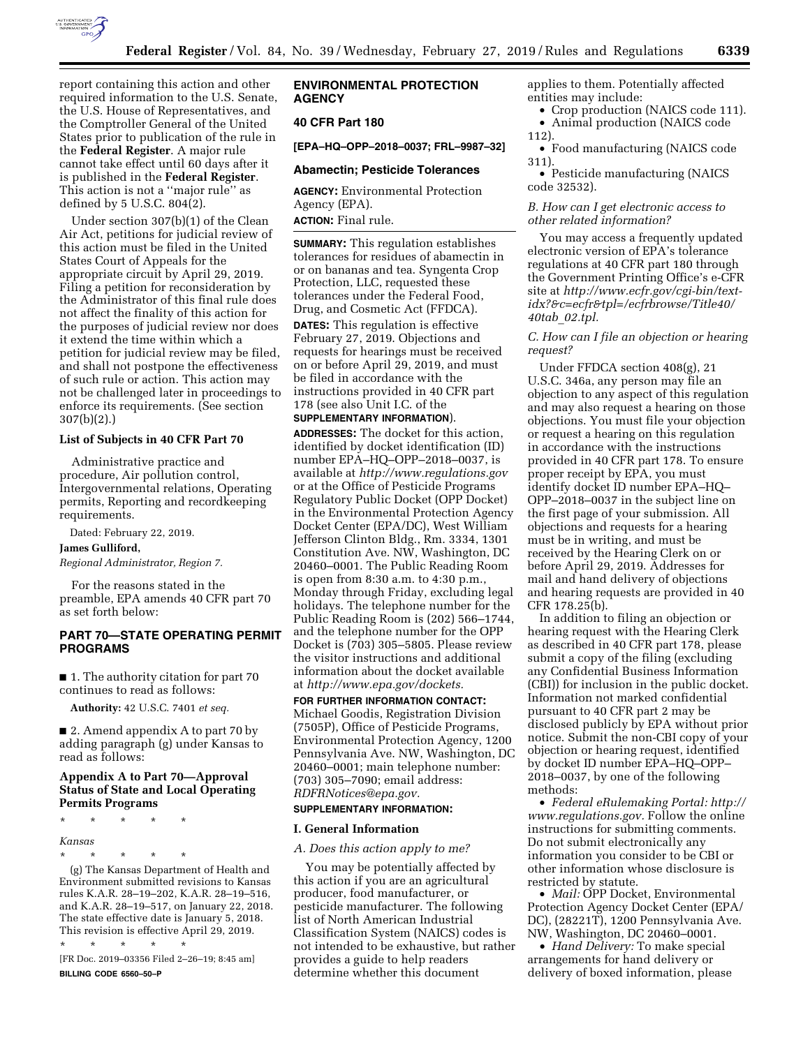report containing this action and other required information to the U.S. Senate, the U.S. House of Representatives, and the Comptroller General of the United States prior to publication of the rule in the **Federal Register**. A major rule cannot take effect until 60 days after it is published in the **Federal Register**. This action is not a ''major rule'' as defined by 5 U.S.C. 804(2).

Under section 307(b)(1) of the Clean Air Act, petitions for judicial review of this action must be filed in the United States Court of Appeals for the appropriate circuit by April 29, 2019. Filing a petition for reconsideration by the Administrator of this final rule does not affect the finality of this action for the purposes of judicial review nor does it extend the time within which a petition for judicial review may be filed, and shall not postpone the effectiveness of such rule or action. This action may not be challenged later in proceedings to enforce its requirements. (See section 307(b)(2).)

### List of Subjects in 40 CFR Part 70

Administrative practice and procedure, Air pollution control, Intergovernmental relations, Operating permits, Reporting and recordkeeping requirements.

Dated: February 22, 2019.

**James Gulliford,**

*Regional Administrator, Region 7.*

For the reasons stated in the preamble, EPA amends 40 CFR part 70 as set forth below:

## PART 70—STATE OPERATING PERMIT PROGRAMS

■ 1. The authority citation for part 70 continues to read as follows:

**Authority:** 42 U.S.C. 7401 *et seq.*

■ 2. Amend appendix A to part 70 by adding paragraph (g) under Kansas to read as follows:

### Appendix A to Part 70—Approval Status of State and Local Operating Permits Programs

\* \* \* \* \*

*Kansas*

\* \* \* \* \*

(g) The Kansas Department of Health and Environment submitted revisions to Kansas rules K.A.R. 28–19–202, K.A.R. 28–19–516, and K.A.R. 28–19–517, on January 22, 2018. The state effective date is January 5, 2018. This revision is effective April 29, 2019.

\* \* \* \* \*

[FR Doc. 2019–03356 Filed 2–26–19; 8:45 am]

**BILLING CODE 6560–50–P**

## ENVIRONMENTAL PROTECTION AGENCY

### 40 CFR Part 180

**[EPA–HQ–OPP–2018–0037; FRL–9987–32]**

### Abamectin; Pesticide Tolerances

**AGENCY:** Environmental Protection Agency (EPA).

**ACTION:** Final rule.

**SUMMARY:** This regulation establishes tolerances for residues of abamectin in or on bananas and tea. Syngenta Crop Protection, LLC, requested these tolerances under the Federal Food, Drug, and Cosmetic Act (FFDCA).

**DATES:** This regulation is effective February 27, 2019. Objections and requests for hearings must be received on or before April 29, 2019, and must be filed in accordance with the instructions provided in 40 CFR part 178 (see also Unit I.C. of the **SUPPLEMENTARY INFORMATION**).

**ADDRESSES:** The docket for this action, identified by docket identification (ID) number EPA–HQ–OPP–2018–0037, is available at *http://www.regulations.gov* or at the Office of Pesticide Programs Regulatory Public Docket (OPP Docket) in the Environmental Protection Agency Docket Center (EPA/DC), West William Jefferson Clinton Bldg., Rm. 3334, 1301 Constitution Ave. NW, Washington, DC 20460–0001. The Public Reading Room is open from 8:30 a.m. to 4:30 p.m., Monday through Friday, excluding legal holidays. The telephone number for the Public Reading Room is (202) 566–1744, and the telephone number for the OPP Docket is (703) 305–5805. Please review the visitor instructions and additional information about the docket available at *http://www.epa.gov/dockets.*

**FOR FURTHER INFORMATION CONTACT:** Michael Goodis, Registration Division (7505P), Office of Pesticide Programs, Environmental Protection Agency, 1200 Pennsylvania Ave. NW, Washington, DC 20460–0001; main telephone number: (703) 305–7090; email address: *RDFRNotices@epa.gov.*

**SUPPLEMENTARY INFORMATION:**

### I. General Information

*A. Does this action apply to me?*

You may be potentially affected by this action if you are an agricultural producer, food manufacturer, or pesticide manufacturer. The following list of North American Industrial Classification System (NAICS) codes is not intended to be exhaustive, but rather provides a guide to help readers determine whether this document applies to them. Potentially affected entities may include:

- Crop production (NAICS code 111).
- Animal production (NAICS code 112).
- Food manufacturing (NAICS code 311).
- Pesticide manufacturing (NAICS code 32532).

*B. How can I get electronic access to other related information?*

You may access a frequently updated electronic version of EPA's tolerance regulations at 40 CFR part 180 through the Government Printing Office's e-CFR site at *http://www.ecfr.gov/cgi-bin/text-idx?&c=ecfr&tpl=/ecfrbrowse/Title40/40tab_02.tpl.*

*C. How can I file an objection or hearing request?*

Under FFDCA section 408(g), 21 U.S.C. 346a, any person may file an objection to any aspect of this regulation and may also request a hearing on those objections. You must file your objection or request a hearing on this regulation in accordance with the instructions provided in 40 CFR part 178. To ensure proper receipt by EPA, you must identify docket ID number EPA–HQ–OPP–2018–0037 in the subject line on the first page of your submission. All objections and requests for a hearing must be in writing, and must be received by the Hearing Clerk on or before April 29, 2019. Addresses for mail and hand delivery of objections and hearing requests are provided in 40 CFR 178.25(b).

In addition to filing an objection or hearing request with the Hearing Clerk as described in 40 CFR part 178, please submit a copy of the filing (excluding any Confidential Business Information (CBI)) for inclusion in the public docket. Information not marked confidential pursuant to 40 CFR part 2 may be disclosed publicly by EPA without prior notice. Submit the non-CBI copy of your objection or hearing request, identified by docket ID number EPA–HQ–OPP–2018–0037, by one of the following methods:

- *Federal eRulemaking Portal: http://www.regulations.gov.* Follow the online instructions for submitting comments. Do not submit electronically any information you consider to be CBI or other information whose disclosure is restricted by statute.
- *Mail:* OPP Docket, Environmental Protection Agency Docket Center (EPA/DC), (28221T), 1200 Pennsylvania Ave. NW, Washington, DC 20460–0001.
- *Hand Delivery:* To make special arrangements for hand delivery or delivery of boxed information, please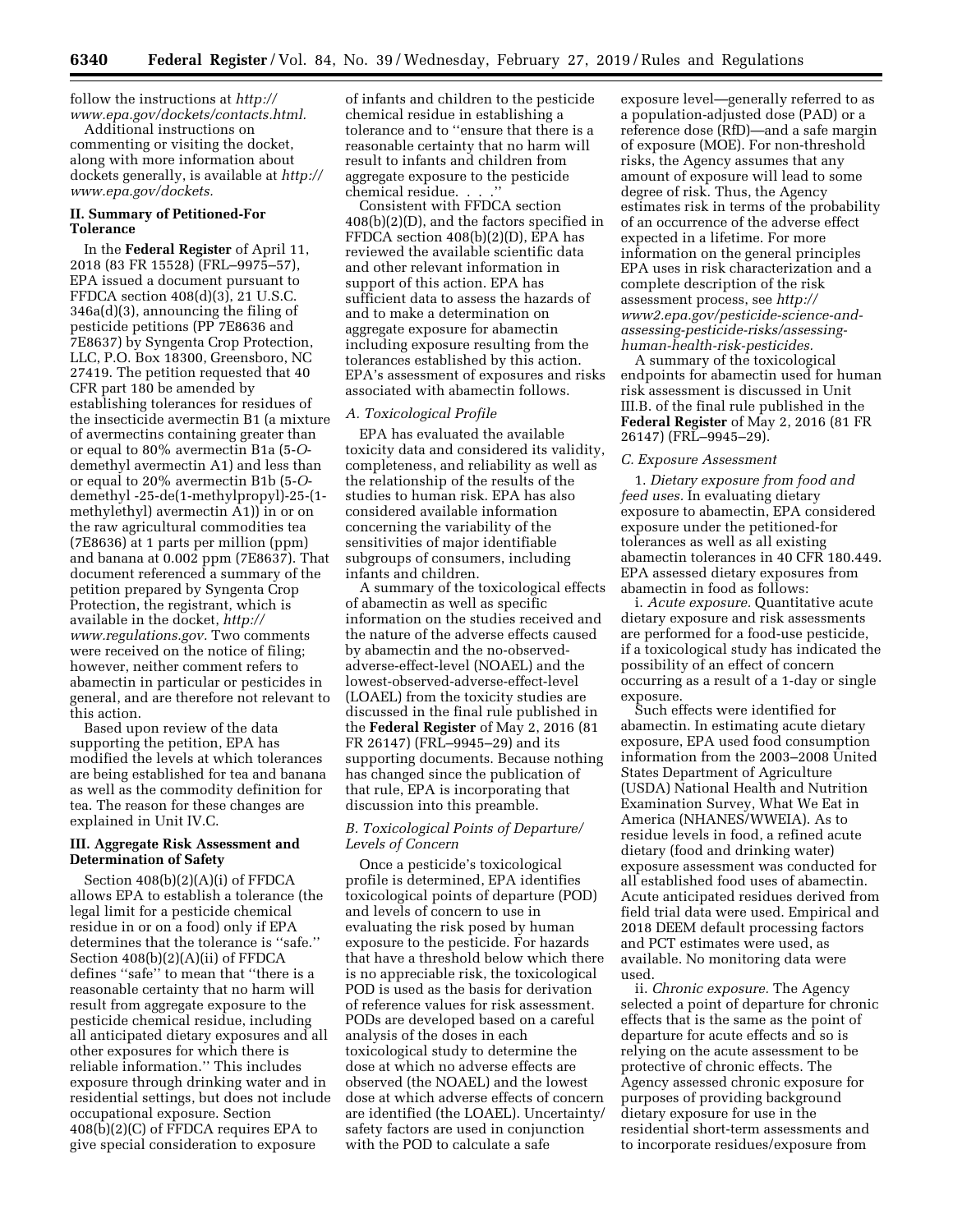follow the instructions at *http://www.epa.gov/dockets/contacts.html.*

Additional instructions on commenting or visiting the docket, along with more information about dockets generally, is available at *http://www.epa.gov/dockets.*

## II. Summary of Petitioned-For Tolerance

In the **Federal Register** of April 11, 2018 (83 FR 15528) (FRL–9975–57), EPA issued a document pursuant to FFDCA section 408(d)(3), 21 U.S.C. 346a(d)(3), announcing the filing of pesticide petitions (PP 7E8636 and 7E8637) by Syngenta Crop Protection, LLC, P.O. Box 18300, Greensboro, NC 27419. The petition requested that 40 CFR part 180 be amended by establishing tolerances for residues of the insecticide avermectin B1 (a mixture of avermectins containing greater than or equal to 80% avermectin B1a (5-*O*-demethyl avermectin A1) and less than or equal to 20% avermectin B1b (5-*O*-demethyl -25-de(1-methylpropyl)-25-(1-methylethyl) avermectin A1)) in or on the raw agricultural commodities tea (7E8636) at 1 parts per million (ppm) and banana at 0.002 ppm (7E8637). That document referenced a summary of the petition prepared by Syngenta Crop Protection, the registrant, which is available in the docket, *http://www.regulations.gov.* Two comments were received on the notice of filing; however, neither comment refers to abamectin in particular or pesticides in general, and are therefore not relevant to this action.

Based upon review of the data supporting the petition, EPA has modified the levels at which tolerances are being established for tea and banana as well as the commodity definition for tea. The reason for these changes are explained in Unit IV.C.

## III. Aggregate Risk Assessment and Determination of Safety

Section 408(b)(2)(A)(i) of FFDCA allows EPA to establish a tolerance (the legal limit for a pesticide chemical residue in or on a food) only if EPA determines that the tolerance is ''safe.'' Section 408(b)(2)(A)(ii) of FFDCA defines ''safe'' to mean that ''there is a reasonable certainty that no harm will result from aggregate exposure to the pesticide chemical residue, including all anticipated dietary exposures and all other exposures for which there is reliable information.'' This includes exposure through drinking water and in residential settings, but does not include occupational exposure. Section 408(b)(2)(C) of FFDCA requires EPA to give special consideration to exposure of infants and children to the pesticide chemical residue in establishing a tolerance and to ''ensure that there is a reasonable certainty that no harm will result to infants and children from aggregate exposure to the pesticide chemical residue. . . .''

Consistent with FFDCA section 408(b)(2)(D), and the factors specified in FFDCA section 408(b)(2)(D), EPA has reviewed the available scientific data and other relevant information in support of this action. EPA has sufficient data to assess the hazards of and to make a determination on aggregate exposure for abamectin including exposure resulting from the tolerances established by this action. EPA's assessment of exposures and risks associated with abamectin follows.

### A. Toxicological Profile

EPA has evaluated the available toxicity data and considered its validity, completeness, and reliability as well as the relationship of the results of the studies to human risk. EPA has also considered available information concerning the variability of the sensitivities of major identifiable subgroups of consumers, including infants and children.

A summary of the toxicological effects of abamectin as well as specific information on the studies received and the nature of the adverse effects caused by abamectin and the no-observed-adverse-effect-level (NOAEL) and the lowest-observed-adverse-effect-level (LOAEL) from the toxicity studies are discussed in the final rule published in the **Federal Register** of May 2, 2016 (81 FR 26147) (FRL–9945–29) and its supporting documents. Because nothing has changed since the publication of that rule, EPA is incorporating that discussion into this preamble.

### B. Toxicological Points of Departure/Levels of Concern

Once a pesticide's toxicological profile is determined, EPA identifies toxicological points of departure (POD) and levels of concern to use in evaluating the risk posed by human exposure to the pesticide. For hazards that have a threshold below which there is no appreciable risk, the toxicological POD is used as the basis for derivation of reference values for risk assessment. PODs are developed based on a careful analysis of the doses in each toxicological study to determine the dose at which no adverse effects are observed (the NOAEL) and the lowest dose at which adverse effects of concern are identified (the LOAEL). Uncertainty/safety factors are used in conjunction with the POD to calculate a safe exposure level—generally referred to as a population-adjusted dose (PAD) or a reference dose (RfD)—and a safe margin of exposure (MOE). For non-threshold risks, the Agency assumes that any amount of exposure will lead to some degree of risk. Thus, the Agency estimates risk in terms of the probability of an occurrence of the adverse effect expected in a lifetime. For more information on the general principles EPA uses in risk characterization and a complete description of the risk assessment process, see *http://www2.epa.gov/pesticide-science-and-assessing-pesticide-risks/assessing-human-health-risk-pesticides.*

A summary of the toxicological endpoints for abamectin used for human risk assessment is discussed in Unit III.B. of the final rule published in the **Federal Register** of May 2, 2016 (81 FR 26147) (FRL–9945–29).

### C. Exposure Assessment

1. *Dietary exposure from food and feed uses.* In evaluating dietary exposure to abamectin, EPA considered exposure under the petitioned-for tolerances as well as all existing abamectin tolerances in 40 CFR 180.449. EPA assessed dietary exposures from abamectin in food as follows:

i. *Acute exposure.* Quantitative acute dietary exposure and risk assessments are performed for a food-use pesticide, if a toxicological study has indicated the possibility of an effect of concern occurring as a result of a 1-day or single exposure.

Such effects were identified for abamectin. In estimating acute dietary exposure, EPA used food consumption information from the 2003–2008 United States Department of Agriculture (USDA) National Health and Nutrition Examination Survey, What We Eat in America (NHANES/WWEIA). As to residue levels in food, a refined acute dietary (food and drinking water) exposure assessment was conducted for all established food uses of abamectin. Acute anticipated residues derived from field trial data were used. Empirical and 2018 DEEM default processing factors and PCT estimates were used, as available. No monitoring data were used.

ii. *Chronic exposure.* The Agency selected a point of departure for chronic effects that is the same as the point of departure for acute effects and so is relying on the acute assessment to be protective of chronic effects. The Agency assessed chronic exposure for purposes of providing background dietary exposure for use in the residential short-term assessments and to incorporate residues/exposure from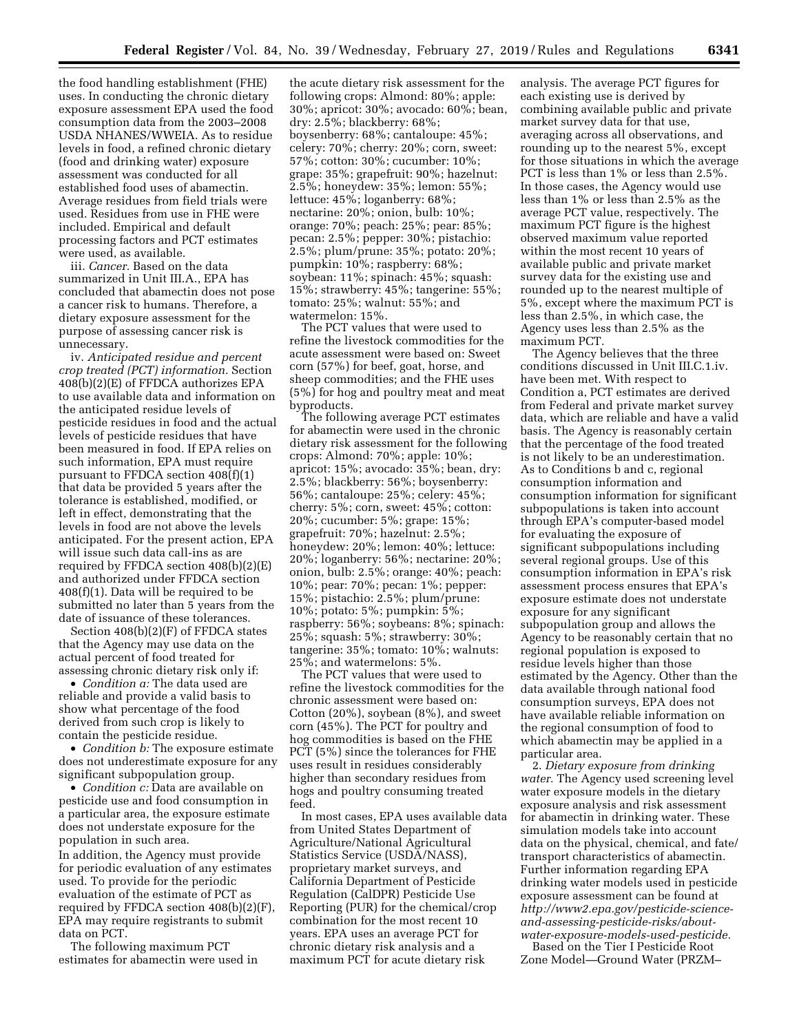the food handling establishment (FHE) uses. In conducting the chronic dietary exposure assessment EPA used the food consumption data from the 2003–2008 USDA NHANES/WWEIA. As to residue levels in food, a refined chronic dietary (food and drinking water) exposure assessment was conducted for all established food uses of abamectin. Average residues from field trials were used. Residues from use in FHE were included. Empirical and default processing factors and PCT estimates were used, as available.

iii. *Cancer.* Based on the data summarized in Unit III.A., EPA has concluded that abamectin does not pose a cancer risk to humans. Therefore, a dietary exposure assessment for the purpose of assessing cancer risk is unnecessary.

iv. *Anticipated residue and percent crop treated (PCT) information.* Section 408(b)(2)(E) of FFDCA authorizes EPA to use available data and information on the anticipated residue levels of pesticide residues in food and the actual levels of pesticide residues that have been measured in food. If EPA relies on such information, EPA must require pursuant to FFDCA section 408(f)(1) that data be provided 5 years after the tolerance is established, modified, or left in effect, demonstrating that the levels in food are not above the levels anticipated. For the present action, EPA will issue such data call-ins as are required by FFDCA section 408(b)(2)(E) and authorized under FFDCA section 408(f)(1). Data will be required to be submitted no later than 5 years from the date of issuance of these tolerances.

Section 408(b)(2)(F) of FFDCA states that the Agency may use data on the actual percent of food treated for assessing chronic dietary risk only if:

- *Condition a:* The data used are reliable and provide a valid basis to show what percentage of the food derived from such crop is likely to contain the pesticide residue.
- *Condition b:* The exposure estimate does not underestimate exposure for any significant subpopulation group.
- *Condition c:* Data are available on pesticide use and food consumption in a particular area, the exposure estimate does not understate exposure for the population in such area.

In addition, the Agency must provide for periodic evaluation of any estimates used. To provide for the periodic evaluation of the estimate of PCT as required by FFDCA section 408(b)(2)(F), EPA may require registrants to submit data on PCT.

The following maximum PCT estimates for abamectin were used in the acute dietary risk assessment for the following crops: Almond: 80%; apple: 30%; apricot: 30%; avocado: 60%; bean, dry: 2.5%; blackberry: 68%; boysenberry: 68%; cantaloupe: 45%; celery: 70%; cherry: 20%; corn, sweet: 57%; cotton: 30%; cucumber: 10%; grape: 35%; grapefruit: 90%; hazelnut: 2.5%; honeydew: 35%; lemon: 55%; lettuce: 45%; loganberry: 68%; nectarine: 20%; onion, bulb: 10%; orange: 70%; peach: 25%; pear: 85%; pecan: 2.5%; pepper: 30%; pistachio: 2.5%; plum/prune: 35%; potato: 20%; pumpkin: 10%; raspberry: 68%; soybean: 11%; spinach: 45%; squash: 15%; strawberry: 45%; tangerine: 55%; tomato: 25%; walnut: 55%; and watermelon: 15%.

The PCT values that were used to refine the livestock commodities for the acute assessment were based on: Sweet corn (57%) for beef, goat, horse, and sheep commodities; and the FHE uses (5%) for hog and poultry meat and meat byproducts.

The following average PCT estimates for abamectin were used in the chronic dietary risk assessment for the following crops: Almond: 70%; apple: 10%; apricot: 15%; avocado: 35%; bean, dry: 2.5%; blackberry: 56%; boysenberry: 56%; cantaloupe: 25%; celery: 45%; cherry: 5%; corn, sweet: 45%; cotton: 20%; cucumber: 5%; grape: 15%; grapefruit: 70%; hazelnut: 2.5%; honeydew: 20%; lemon: 40%; lettuce: 20%; loganberry: 56%; nectarine: 20%; onion, bulb: 2.5%; orange: 40%; peach: 10%; pear: 70%; pecan: 1%; pepper: 15%; pistachio: 2.5%; plum/prune: 10%; potato: 5%; pumpkin: 5%; raspberry: 56%; soybeans: 8%; spinach: 25%; squash: 5%; strawberry: 30%; tangerine: 35%; tomato: 10%; walnuts: 25%; and watermelons: 5%.

The PCT values that were used to refine the livestock commodities for the chronic assessment were based on: Cotton (20%), soybean (8%), and sweet corn (45%). The PCT for poultry and hog commodities is based on the FHE PCT (5%) since the tolerances for FHE uses result in residues considerably higher than secondary residues from hogs and poultry consuming treated feed.

In most cases, EPA uses available data from United States Department of Agriculture/National Agricultural Statistics Service (USDA/NASS), proprietary market surveys, and California Department of Pesticide Regulation (CalDPR) Pesticide Use Reporting (PUR) for the chemical/crop combination for the most recent 10 years. EPA uses an average PCT for chronic dietary risk analysis and a maximum PCT for acute dietary risk analysis. The average PCT figures for each existing use is derived by combining available public and private market survey data for that use, averaging across all observations, and rounding up to the nearest 5%, except for those situations in which the average PCT is less than 1% or less than 2.5%. In those cases, the Agency would use less than 1% or less than 2.5% as the average PCT value, respectively. The maximum PCT figure is the highest observed maximum value reported within the most recent 10 years of available public and private market survey data for the existing use and rounded up to the nearest multiple of 5%, except where the maximum PCT is less than 2.5%, in which case, the Agency uses less than 2.5% as the maximum PCT.

The Agency believes that the three conditions discussed in Unit III.C.1.iv. have been met. With respect to Condition a, PCT estimates are derived from Federal and private market survey data, which are reliable and have a valid basis. The Agency is reasonably certain that the percentage of the food treated is not likely to be an underestimation. As to Conditions b and c, regional consumption information and consumption information for significant subpopulations is taken into account through EPA's computer-based model for evaluating the exposure of significant subpopulations including several regional groups. Use of this consumption information in EPA's risk assessment process ensures that EPA's exposure estimate does not understate exposure for any significant subpopulation group and allows the Agency to be reasonably certain that no regional population is exposed to residue levels higher than those estimated by the Agency. Other than the data available through national food consumption surveys, EPA does not have available reliable information on the regional consumption of food to which abamectin may be applied in a particular area.

2. *Dietary exposure from drinking water.* The Agency used screening level water exposure models in the dietary exposure analysis and risk assessment for abamectin in drinking water. These simulation models take into account data on the physical, chemical, and fate/transport characteristics of abamectin. Further information regarding EPA drinking water models used in pesticide exposure assessment can be found at *http://www2.epa.gov/pesticide-science-and-assessing-pesticide-risks/about-water-exposure-models-used-pesticide.*

Based on the Tier I Pesticide Root Zone Model—Ground Water (PRZM–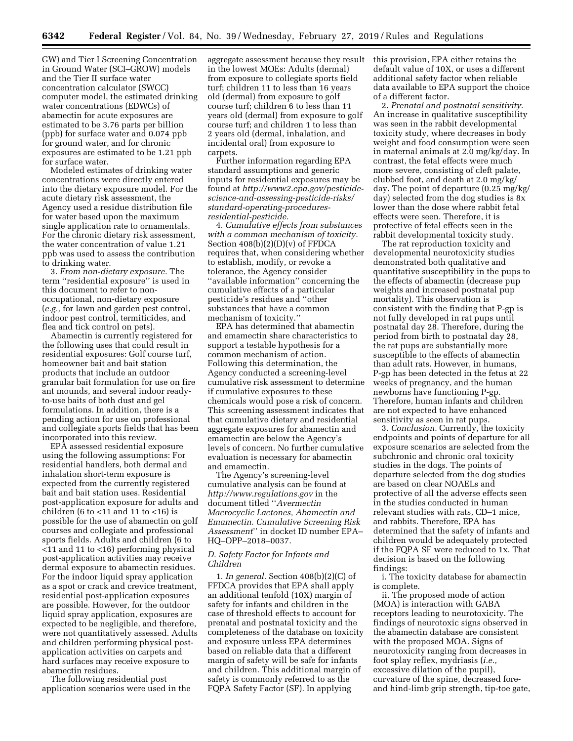GW) and Tier I Screening Concentration in Ground Water (SCI–GROW) models and the Tier II surface water concentration calculator (SWCC) computer model, the estimated drinking water concentrations (EDWCs) of abamectin for acute exposures are estimated to be 3.76 parts per billion (ppb) for surface water and 0.074 ppb for ground water, and for chronic exposures are estimated to be 1.21 ppb for surface water.

Modeled estimates of drinking water concentrations were directly entered into the dietary exposure model. For the acute dietary risk assessment, the Agency used a residue distribution file for water based upon the maximum single application rate to ornamentals. For the chronic dietary risk assessment, the water concentration of value 1.21 ppb was used to assess the contribution to drinking water.

3. *From non-dietary exposure.* The term ''residential exposure'' is used in this document to refer to non-occupational, non-dietary exposure (*e.g.,* for lawn and garden pest control, indoor pest control, termiticides, and flea and tick control on pets).

Abamectin is currently registered for the following uses that could result in residential exposures: Golf course turf, homeowner bait and bait station products that include an outdoor granular bait formulation for use on fire ant mounds, and several indoor ready-to-use baits of both dust and gel formulations. In addition, there is a pending action for use on professional and collegiate sports fields that has been incorporated into this review.

EPA assessed residential exposure using the following assumptions: For residential handlers, both dermal and inhalation short-term exposure is expected from the currently registered bait and bait station uses. Residential post-application exposure for adults and children (6 to <11 and 11 to <16) is possible for the use of abamectin on golf courses and collegiate and professional sports fields. Adults and children (6 to <11 and 11 to <16) performing physical post-application activities may receive dermal exposure to abamectin residues. For the indoor liquid spray application as a spot or crack and crevice treatment, residential post-application exposures are possible. However, for the outdoor liquid spray application, exposures are expected to be negligible, and therefore, were not quantitatively assessed. Adults and children performing physical post-application activities on carpets and hard surfaces may receive exposure to abamectin residues.

The following residential post application scenarios were used in the aggregate assessment because they result in the lowest MOEs: Adults (dermal) from exposure to collegiate sports field turf; children 11 to less than 16 years old (dermal) from exposure to golf course turf; children 6 to less than 11 years old (dermal) from exposure to golf course turf; and children 1 to less than 2 years old (dermal, inhalation, and incidental oral) from exposure to carpets.

Further information regarding EPA standard assumptions and generic inputs for residential exposures may be found at *http://www2.epa.gov/pesticide-science-and-assessing-pesticide-risks/standard-operating-procedures-residential-pesticide.*

4. *Cumulative effects from substances with a common mechanism of toxicity.* Section 408(b)(2)(D)(v) of FFDCA requires that, when considering whether to establish, modify, or revoke a tolerance, the Agency consider ''available information'' concerning the cumulative effects of a particular pesticide's residues and ''other substances that have a common mechanism of toxicity.''

EPA has determined that abamectin and emamectin share characteristics to support a testable hypothesis for a common mechanism of action. Following this determination, the Agency conducted a screening-level cumulative risk assessment to determine if cumulative exposures to these chemicals would pose a risk of concern. This screening assessment indicates that that cumulative dietary and residential aggregate exposures for abamectin and emamectin are below the Agency's levels of concern. No further cumulative evaluation is necessary for abamectin and emamectin.

The Agency's screening-level cumulative analysis can be found at *http://www.regulations.gov* in the document titled ''*Avermectin Macrocyclic Lactones, Abamectin and Emamectin. Cumulative Screening Risk Assessment*'' in docket ID number EPA–HQ–OPP–2018–0037.

### *D. Safety Factor for Infants and Children*

1. *In general.* Section 408(b)(2)(C) of FFDCA provides that EPA shall apply an additional tenfold (10X) margin of safety for infants and children in the case of threshold effects to account for prenatal and postnatal toxicity and the completeness of the database on toxicity and exposure unless EPA determines based on reliable data that a different margin of safety will be safe for infants and children. This additional margin of safety is commonly referred to as the FQPA Safety Factor (SF). In applying this provision, EPA either retains the default value of 10X, or uses a different additional safety factor when reliable data available to EPA support the choice of a different factor.

2. *Prenatal and postnatal sensitivity.* An increase in qualitative susceptibility was seen in the rabbit developmental toxicity study, where decreases in body weight and food consumption were seen in maternal animals at 2.0 mg/kg/day. In contrast, the fetal effects were much more severe, consisting of cleft palate, clubbed foot, and death at 2.0 mg/kg/day. The point of departure (0.25 mg/kg/day) selected from the dog studies is 8x lower than the dose where rabbit fetal effects were seen. Therefore, it is protective of fetal effects seen in the rabbit developmental toxicity study.

The rat reproduction toxicity and developmental neurotoxicity studies demonstrated both qualitative and quantitative susceptibility in the pups to the effects of abamectin (decrease pup weights and increased postnatal pup mortality). This observation is consistent with the finding that P-gp is not fully developed in rat pups until postnatal day 28. Therefore, during the period from birth to postnatal day 28, the rat pups are substantially more susceptible to the effects of abamectin than adult rats. However, in humans, P-gp has been detected in the fetus at 22 weeks of pregnancy, and the human newborns have functioning P-gp. Therefore, human infants and children are not expected to have enhanced sensitivity as seen in rat pups.

3. *Conclusion.* Currently, the toxicity endpoints and points of departure for all exposure scenarios are selected from the subchronic and chronic oral toxicity studies in the dogs. The points of departure selected from the dog studies are based on clear NOAELs and protective of all the adverse effects seen in the studies conducted in human relevant studies with rats, CD–1 mice, and rabbits. Therefore, EPA has determined that the safety of infants and children would be adequately protected if the FQPA SF were reduced to 1x. That decision is based on the following findings:

i. The toxicity database for abamectin is complete.

ii. The proposed mode of action (MOA) is interaction with GABA receptors leading to neurotoxicity. The findings of neurotoxic signs observed in the abamectin database are consistent with the proposed MOA. Signs of neurotoxicity ranging from decreases in foot splay reflex, mydriasis (*i.e.,* excessive dilation of the pupil), curvature of the spine, decreased fore- and hind-limb grip strength, tip-toe gate,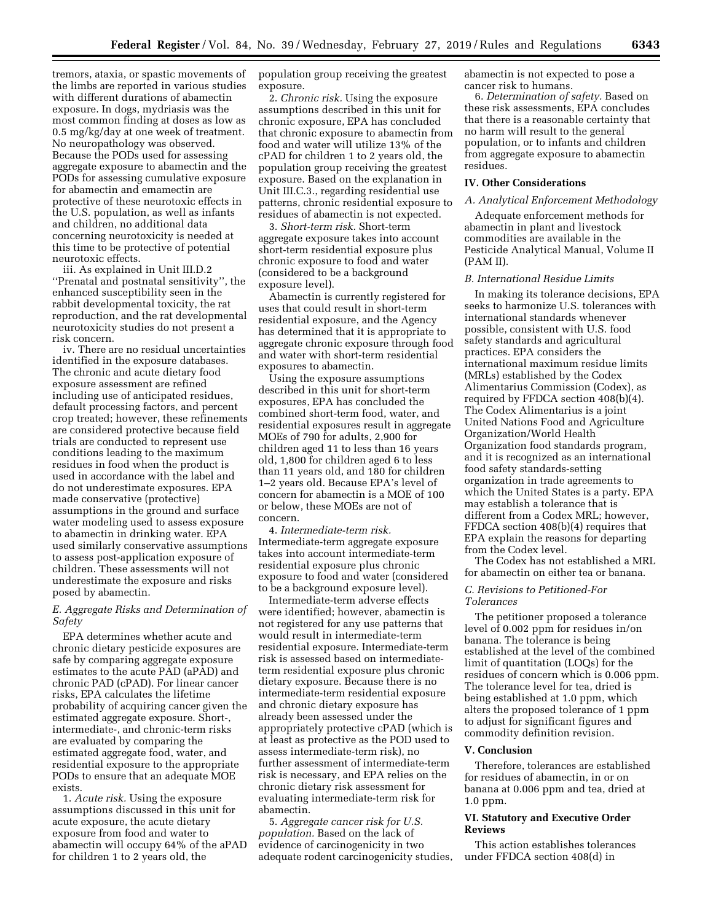tremors, ataxia, or spastic movements of the limbs are reported in various studies with different durations of abamectin exposure. In dogs, mydriasis was the most common finding at doses as low as 0.5 mg/kg/day at one week of treatment. No neuropathology was observed. Because the PODs used for assessing aggregate exposure to abamectin and the PODs for assessing cumulative exposure for abamectin and emamectin are protective of these neurotoxic effects in the U.S. population, as well as infants and children, no additional data concerning neurotoxicity is needed at this time to be protective of potential neurotoxic effects.

iii. As explained in Unit III.D.2 ''Prenatal and postnatal sensitivity'', the enhanced susceptibility seen in the rabbit developmental toxicity, the rat reproduction, and the rat developmental neurotoxicity studies do not present a risk concern.

iv. There are no residual uncertainties identified in the exposure databases. The chronic and acute dietary food exposure assessment are refined including use of anticipated residues, default processing factors, and percent crop treated; however, these refinements are considered protective because field trials are conducted to represent use conditions leading to the maximum residues in food when the product is used in accordance with the label and do not underestimate exposures. EPA made conservative (protective) assumptions in the ground and surface water modeling used to assess exposure to abamectin in drinking water. EPA used similarly conservative assumptions to assess post-application exposure of children. These assessments will not underestimate the exposure and risks posed by abamectin.

### E. Aggregate Risks and Determination of Safety

EPA determines whether acute and chronic dietary pesticide exposures are safe by comparing aggregate exposure estimates to the acute PAD (aPAD) and chronic PAD (cPAD). For linear cancer risks, EPA calculates the lifetime probability of acquiring cancer given the estimated aggregate exposure. Short-, intermediate-, and chronic-term risks are evaluated by comparing the estimated aggregate food, water, and residential exposure to the appropriate PODs to ensure that an adequate MOE exists.

1. *Acute risk.* Using the exposure assumptions discussed in this unit for acute exposure, the acute dietary exposure from food and water to abamectin will occupy 64% of the aPAD for children 1 to 2 years old, the population group receiving the greatest exposure.

2. *Chronic risk.* Using the exposure assumptions described in this unit for chronic exposure, EPA has concluded that chronic exposure to abamectin from food and water will utilize 13% of the cPAD for children 1 to 2 years old, the population group receiving the greatest exposure. Based on the explanation in Unit III.C.3., regarding residential use patterns, chronic residential exposure to residues of abamectin is not expected.

3. *Short-term risk.* Short-term aggregate exposure takes into account short-term residential exposure plus chronic exposure to food and water (considered to be a background exposure level).

Abamectin is currently registered for uses that could result in short-term residential exposure, and the Agency has determined that it is appropriate to aggregate chronic exposure through food and water with short-term residential exposures to abamectin.

Using the exposure assumptions described in this unit for short-term exposures, EPA has concluded the combined short-term food, water, and residential exposures result in aggregate MOEs of 790 for adults, 2,900 for children aged 11 to less than 16 years old, 1,800 for children aged 6 to less than 11 years old, and 180 for children 1–2 years old. Because EPA's level of concern for abamectin is a MOE of 100 or below, these MOEs are not of concern.

4. *Intermediate-term risk.* Intermediate-term aggregate exposure takes into account intermediate-term residential exposure plus chronic exposure to food and water (considered to be a background exposure level).

Intermediate-term adverse effects were identified; however, abamectin is not registered for any use patterns that would result in intermediate-term residential exposure. Intermediate-term risk is assessed based on intermediate-term residential exposure plus chronic dietary exposure. Because there is no intermediate-term residential exposure and chronic dietary exposure has already been assessed under the appropriately protective cPAD (which is at least as protective as the POD used to assess intermediate-term risk), no further assessment of intermediate-term risk is necessary, and EPA relies on the chronic dietary risk assessment for evaluating intermediate-term risk for abamectin.

5. *Aggregate cancer risk for U.S. population.* Based on the lack of evidence of carcinogenicity in two adequate rodent carcinogenicity studies, abamectin is not expected to pose a cancer risk to humans.

6. *Determination of safety.* Based on these risk assessments, EPA concludes that there is a reasonable certainty that no harm will result to the general population, or to infants and children from aggregate exposure to abamectin residues.

## IV. Other Considerations

### A. Analytical Enforcement Methodology

Adequate enforcement methods for abamectin in plant and livestock commodities are available in the Pesticide Analytical Manual, Volume II (PAM II).

### B. International Residue Limits

In making its tolerance decisions, EPA seeks to harmonize U.S. tolerances with international standards whenever possible, consistent with U.S. food safety standards and agricultural practices. EPA considers the international maximum residue limits (MRLs) established by the Codex Alimentarius Commission (Codex), as required by FFDCA section 408(b)(4). The Codex Alimentarius is a joint United Nations Food and Agriculture Organization/World Health Organization food standards program, and it is recognized as an international food safety standards-setting organization in trade agreements to which the United States is a party. EPA may establish a tolerance that is different from a Codex MRL; however, FFDCA section 408(b)(4) requires that EPA explain the reasons for departing from the Codex level.

The Codex has not established a MRL for abamectin on either tea or banana.

### C. Revisions to Petitioned-For Tolerances

The petitioner proposed a tolerance level of 0.002 ppm for residues in/on banana. The tolerance is being established at the level of the combined limit of quantitation (LOQs) for the residues of concern which is 0.006 ppm. The tolerance level for tea, dried is being established at 1.0 ppm, which alters the proposed tolerance of 1 ppm to adjust for significant figures and commodity definition revision.

## V. Conclusion

Therefore, tolerances are established for residues of abamectin, in or on banana at 0.006 ppm and tea, dried at 1.0 ppm.

## VI. Statutory and Executive Order Reviews

This action establishes tolerances under FFDCA section 408(d) in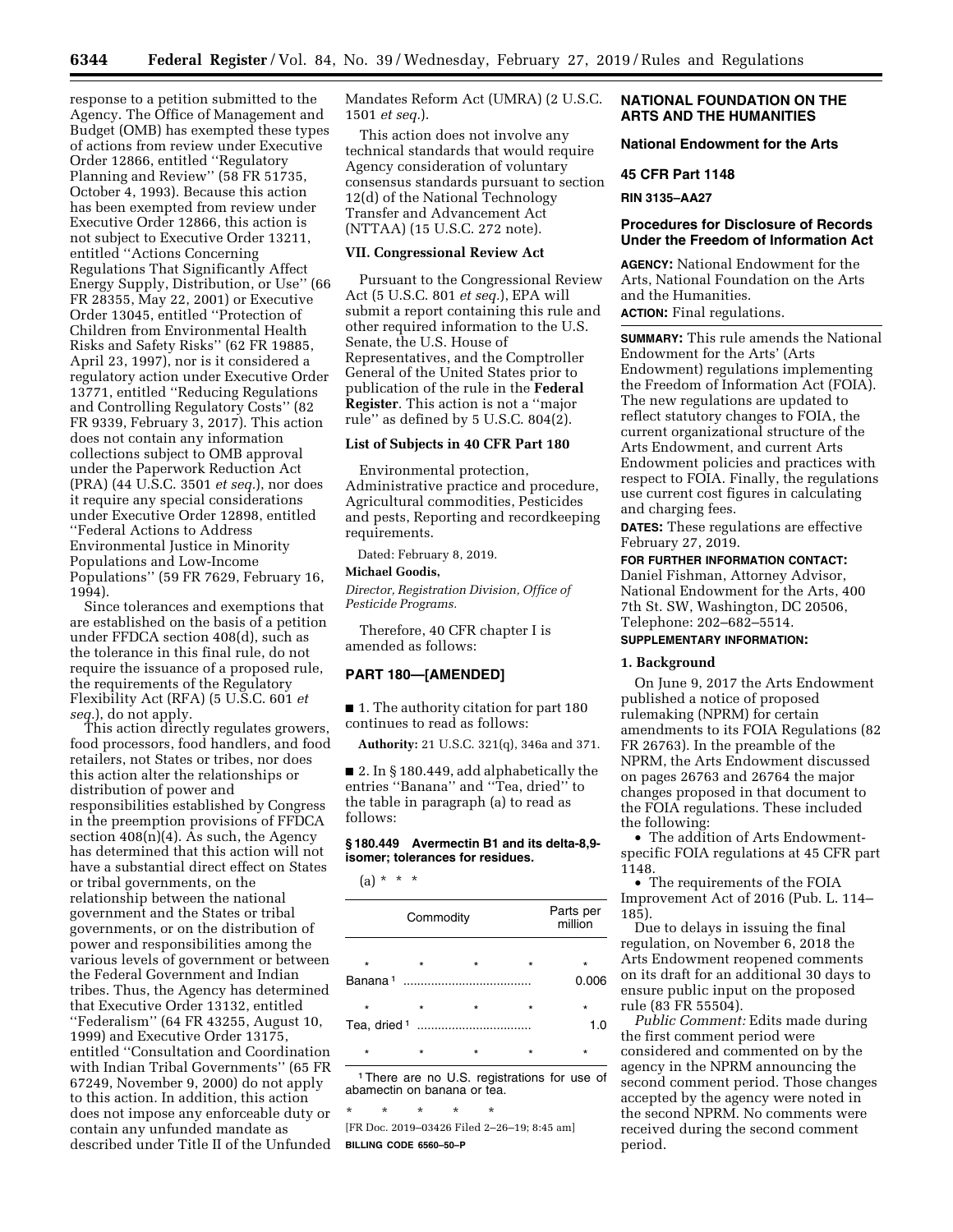response to a petition submitted to the Agency. The Office of Management and Budget (OMB) has exempted these types of actions from review under Executive Order 12866, entitled ''Regulatory Planning and Review'' (58 FR 51735, October 4, 1993). Because this action has been exempted from review under Executive Order 12866, this action is not subject to Executive Order 13211, entitled ''Actions Concerning Regulations That Significantly Affect Energy Supply, Distribution, or Use'' (66 FR 28355, May 22, 2001) or Executive Order 13045, entitled ''Protection of Children from Environmental Health Risks and Safety Risks'' (62 FR 19885, April 23, 1997), nor is it considered a regulatory action under Executive Order 13771, entitled ''Reducing Regulations and Controlling Regulatory Costs'' (82 FR 9339, February 3, 2017). This action does not contain any information collections subject to OMB approval under the Paperwork Reduction Act (PRA) (44 U.S.C. 3501 *et seq.*), nor does it require any special considerations under Executive Order 12898, entitled ''Federal Actions to Address Environmental Justice in Minority Populations and Low-Income Populations'' (59 FR 7629, February 16, 1994).

Since tolerances and exemptions that are established on the basis of a petition under FFDCA section 408(d), such as the tolerance in this final rule, do not require the issuance of a proposed rule, the requirements of the Regulatory Flexibility Act (RFA) (5 U.S.C. 601 *et seq.*), do not apply.

This action directly regulates growers, food processors, food handlers, and food retailers, not States or tribes, nor does this action alter the relationships or distribution of power and responsibilities established by Congress in the preemption provisions of FFDCA section 408(n)(4). As such, the Agency has determined that this action will not have a substantial direct effect on States or tribal governments, on the relationship between the national government and the States or tribal governments, or on the distribution of power and responsibilities among the various levels of government or between the Federal Government and Indian tribes. Thus, the Agency has determined that Executive Order 13132, entitled ''Federalism'' (64 FR 43255, August 10, 1999) and Executive Order 13175, entitled ''Consultation and Coordination with Indian Tribal Governments'' (65 FR 67249, November 9, 2000) do not apply to this action. In addition, this action does not impose any enforceable duty or contain any unfunded mandate as described under Title II of the Unfunded Mandates Reform Act (UMRA) (2 U.S.C. 1501 *et seq.*).

This action does not involve any technical standards that would require Agency consideration of voluntary consensus standards pursuant to section 12(d) of the National Technology Transfer and Advancement Act (NTTAA) (15 U.S.C. 272 note).

### VII. Congressional Review Act

Pursuant to the Congressional Review Act (5 U.S.C. 801 *et seq.*), EPA will submit a report containing this rule and other required information to the U.S. Senate, the U.S. House of Representatives, and the Comptroller General of the United States prior to publication of the rule in the **Federal Register**. This action is not a ''major rule'' as defined by 5 U.S.C. 804(2).

### List of Subjects in 40 CFR Part 180

Environmental protection, Administrative practice and procedure, Agricultural commodities, Pesticides and pests, Reporting and recordkeeping requirements.

Dated: February 8, 2019.

**Michael Goodis,**

*Director, Registration Division, Office of Pesticide Programs.*

Therefore, 40 CFR chapter I is amended as follows:

## PART 180—[AMENDED]

■ 1. The authority citation for part 180 continues to read as follows:

**Authority:** 21 U.S.C. 321(q), 346a and 371.

■ 2. In § 180.449, add alphabetically the entries ''Banana'' and ''Tea, dried'' to the table in paragraph (a) to read as follows:

**§ 180.449 Avermectin B1 and its delta-8,9-isomer; tolerances for residues.**

(a) * * *

| Commodity | Parts per million |
|---|---|
| * * * * | * |
| Banana [1] | 0.006 |
| * * * * | * |
| Tea, dried [1] | 1.0 |
| * * * * | * |

[1] There are no U.S. registrations for use of abamectin on banana or tea.

\* \* \* \* \*

[FR Doc. 2019–03426 Filed 2–26–19; 8:45 am]

**BILLING CODE 6560–50–P**

## NATIONAL FOUNDATION ON THE ARTS AND THE HUMANITIES

### National Endowment for the Arts

### 45 CFR Part 1148

**RIN 3135–AA27**

### Procedures for Disclosure of Records Under the Freedom of Information Act

**AGENCY:** National Endowment for the Arts, National Foundation on the Arts and the Humanities.

**ACTION:** Final regulations.

**SUMMARY:** This rule amends the National Endowment for the Arts' (Arts Endowment) regulations implementing the Freedom of Information Act (FOIA). The new regulations are updated to reflect statutory changes to FOIA, the current organizational structure of the Arts Endowment, and current Arts Endowment policies and practices with respect to FOIA. Finally, the regulations use current cost figures in calculating and charging fees.

**DATES:** These regulations are effective February 27, 2019.

**FOR FURTHER INFORMATION CONTACT:** Daniel Fishman, Attorney Advisor, National Endowment for the Arts, 400 7th St. SW, Washington, DC 20506, Telephone: 202–682–5514.

**SUPPLEMENTARY INFORMATION:**

### 1. Background

On June 9, 2017 the Arts Endowment published a notice of proposed rulemaking (NPRM) for certain amendments to its FOIA Regulations (82 FR 26763). In the preamble of the NPRM, the Arts Endowment discussed on pages 26763 and 26764 the major changes proposed in that document to the FOIA regulations. These included the following:

- The addition of Arts Endowment-specific FOIA regulations at 45 CFR part 1148.
- The requirements of the FOIA Improvement Act of 2016 (Pub. L. 114–185).

Due to delays in issuing the final regulation, on November 6, 2018 the Arts Endowment reopened comments on its draft for an additional 30 days to ensure public input on the proposed rule (83 FR 55504).

*Public Comment:* Edits made during the first comment period were considered and commented on by the agency in the NPRM announcing the second comment period. Those changes accepted by the agency were noted in the second NPRM. No comments were received during the second comment period.